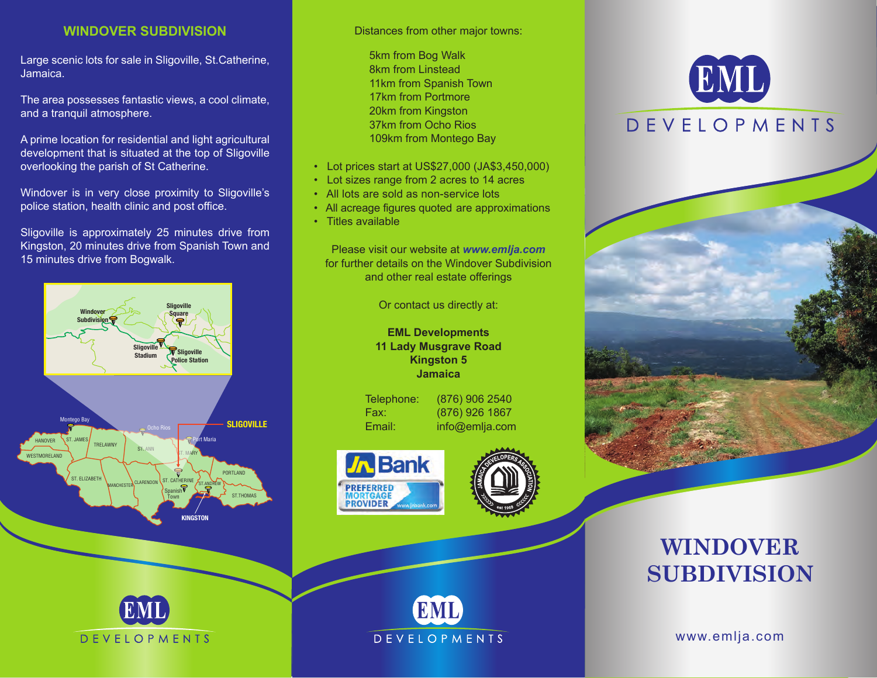## WINDOVER SUBDIVISION

Large scenic lots for sale in Sligoville, St.Catherine, Jamaica.

The area possesses fantastic views, a cool climate, and a tranquil atmosphere.

A prime location for residential and light agricultural development that is situated at the top of Sligoville overlooking the parish of St Catherine.

Windover is in very close proximity to Sligoville's police station, health clinic and post office.

Sligoville is approximately 25 minutes drive from Kingston, 20 minutes drive from Spanish Town and 15 minutes drive from Bogwalk.

Windover Subdivision
Sligoville Square
Sligoville Stadium
Sligoville Police Station

Montego Bay, Ocho Rios, SLIGOVILLE, Port Maria, HANOVER, ST. JAMES, TRELAWNY, ST. ANN, ST. MARY, WESTMORELAND, ST. ELIZABETH, MANCHESTER, CLARENDON, ST. CATHERINE, ST. ANDREW, PORTLAND, Spanish Town, ST.THOMAS, KINGSTON

EML DEVELOPMENTS

Distances from other major towns:

5km from Bog Walk
8km from Linstead
11km from Spanish Town
17km from Portmore
20km from Kingston
37km from Ocho Rios
109km from Montego Bay

- Lot prices start at US$27,000 (JA$3,450,000)
- Lot sizes range from 2 acres to 14 acres
- All lots are sold as non-service lots
- All acreage figures quoted are approximations
- Titles available

Please visit our website at ***www.emlja.com*** for further details on the Windover Subdivision and other real estate offerings

Or contact us directly at:

**EML Developments**
**11 Lady Musgrave Road**
**Kingston 5**
**Jamaica**

Telephone: (876) 906 2540
Fax: (876) 926 1867
Email: info@emlja.com

JN Bank PREFERRED MORTGAGE PROVIDER www.jnbank.com

JAMAICA DEVELOPERS ASSOCIATION est 1969

EML DEVELOPMENTS

EML DEVELOPMENTS

# WINDOVER SUBDIVISION

www.emlja.com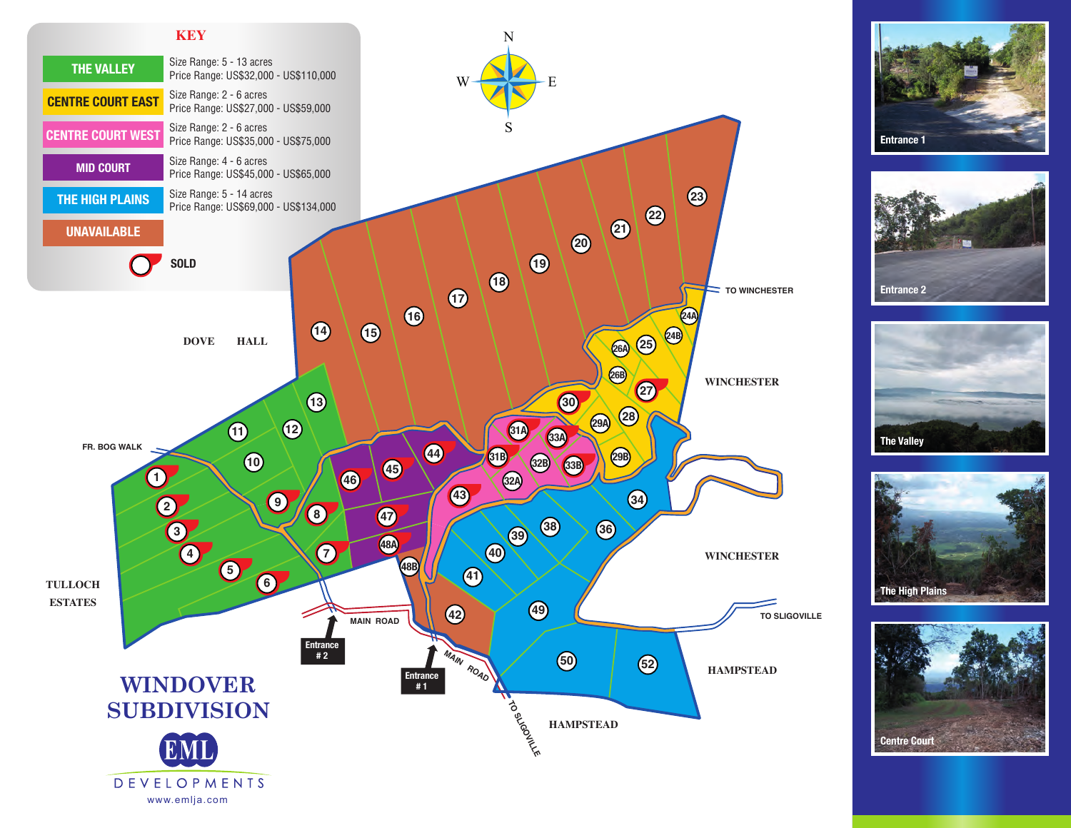# WINDOVER SUBDIVISION

EML DEVELOPMENTS

www.emlja.com

## KEY

| | |
|---|---|
| THE VALLEY | Size Range: 5 - 13 acres<br>Price Range: US$32,000 - US$110,000 |
| CENTRE COURT EAST | Size Range: 2 - 6 acres<br>Price Range: US$27,000 - US$59,000 |
| CENTRE COURT WEST | Size Range: 2 - 6 acres<br>Price Range: US$35,000 - US$75,000 |
| MID COURT | Size Range: 4 - 6 acres<br>Price Range: US$45,000 - US$65,000 |
| THE HIGH PLAINS | Size Range: 5 - 14 acres<br>Price Range: US$69,000 - US$134,000 |
| UNAVAILABLE | |
| SOLD | |

N
W E
S

DOVE HALL

FR. BOG WALK

TULLOCH ESTATES

TO WINCHESTER

WINCHESTER

WINCHESTER

TO SLIGOVILLE

HAMPSTEAD

HAMPSTEAD

MAIN ROAD

MAIN ROAD

TO SLIGOVILLE

Entrance # 2

Entrance # 1

1 2 3 4 5 6 7 8 9 10 11 12 13 14 15 16 17 18 19 20 21 22 23 24A 24B 25 26A 26B 27 28 29A 29B 30 31A 31B 32A 32B 33A 33B 34 36 38 39 40 41 42 43 44 45 46 47 48A 48B 49 50 52

Entrance 1

Entrance 2

The Valley

The High Plains

Centre Court